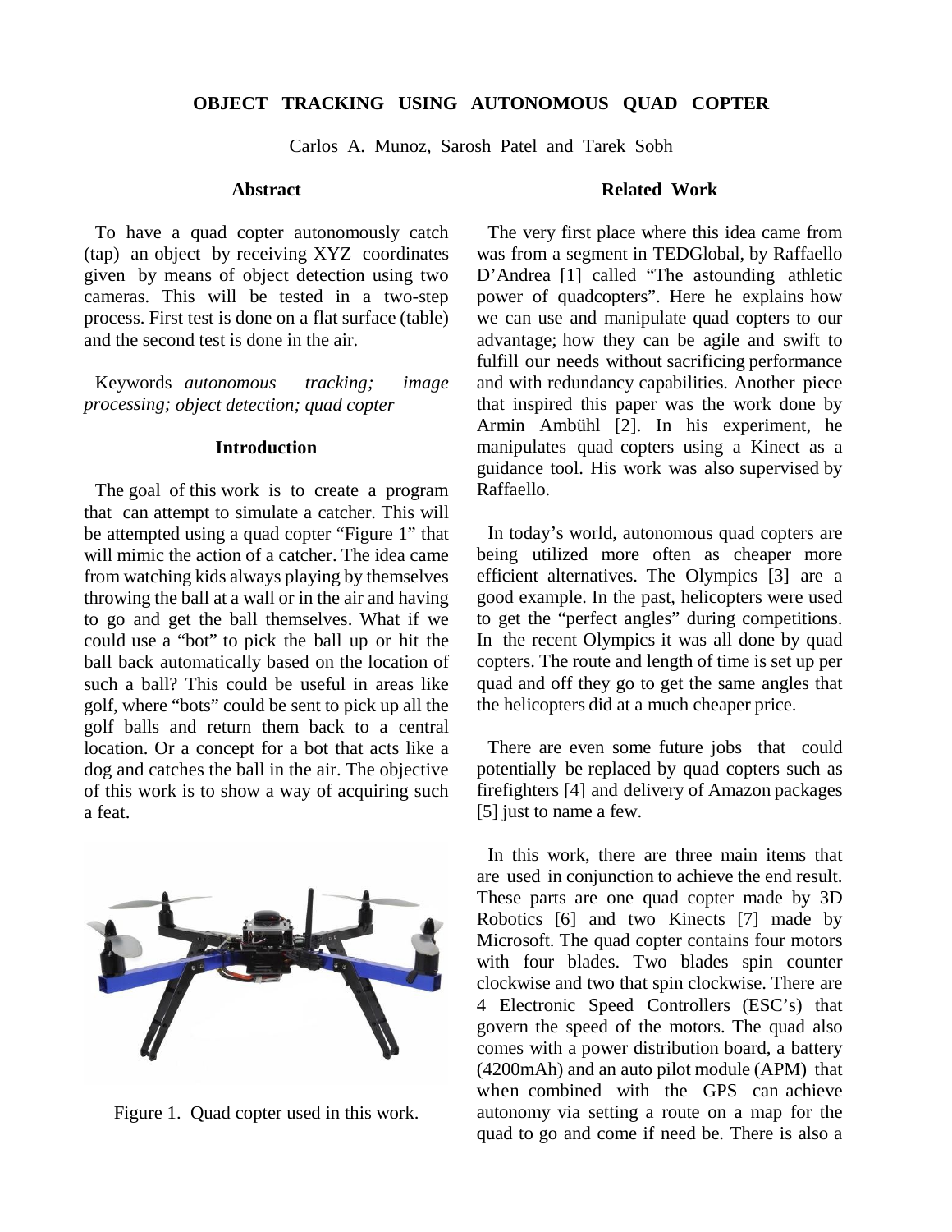# OBJECT TRACKING USING AUTONOMOUS QUAD COPTER

Carlos A. Munoz, Sarosh Patel and Tarek Sobh

## Abstract

To have a quad copter autonomously catch (tap) an object by receiving XYZ coordinates given by means of object detection using two cameras. This will be tested in a two-step process. First test is done on a flat surface (table) and the second test is done in the air.

Keywords *autonomous tracking; image processing; object detection; quad copter*

## Introduction

The goal of this work is to create a program that can attempt to simulate a catcher. This will be attempted using a quad copter "Figure 1" that will mimic the action of a catcher. The idea came from watching kids always playing by themselves throwing the ball at a wall or in the air and having to go and get the ball themselves. What if we could use a "bot" to pick the ball up or hit the ball back automatically based on the location of such a ball? This could be useful in areas like golf, where "bots" could be sent to pick up all the golf balls and return them back to a central location. Or a concept for a bot that acts like a dog and catches the ball in the air. The objective of this work is to show a way of acquiring such a feat.

Figure 1. Quad copter used in this work.

## Related Work

The very first place where this idea came from was from a segment in TEDGlobal, by Raffaello D'Andrea [1] called "The astounding athletic power of quadcopters". Here he explains how we can use and manipulate quad copters to our advantage; how they can be agile and swift to fulfill our needs without sacrificing performance and with redundancy capabilities. Another piece that inspired this paper was the work done by Armin Ambühl [2]. In his experiment, he manipulates quad copters using a Kinect as a guidance tool. His work was also supervised by Raffaello.

In today's world, autonomous quad copters are being utilized more often as cheaper more efficient alternatives. The Olympics [3] are a good example. In the past, helicopters were used to get the "perfect angles" during competitions. In the recent Olympics it was all done by quad copters. The route and length of time is set up per quad and off they go to get the same angles that the helicopters did at a much cheaper price.

There are even some future jobs that could potentially be replaced by quad copters such as firefighters [4] and delivery of Amazon packages [5] just to name a few.

In this work, there are three main items that are used in conjunction to achieve the end result. These parts are one quad copter made by 3D Robotics [6] and two Kinects [7] made by Microsoft. The quad copter contains four motors with four blades. Two blades spin counter clockwise and two that spin clockwise. There are 4 Electronic Speed Controllers (ESC's) that govern the speed of the motors. The quad also comes with a power distribution board, a battery (4200mAh) and an auto pilot module (APM) that when combined with the GPS can achieve autonomy via setting a route on a map for the quad to go and come if need be. There is also a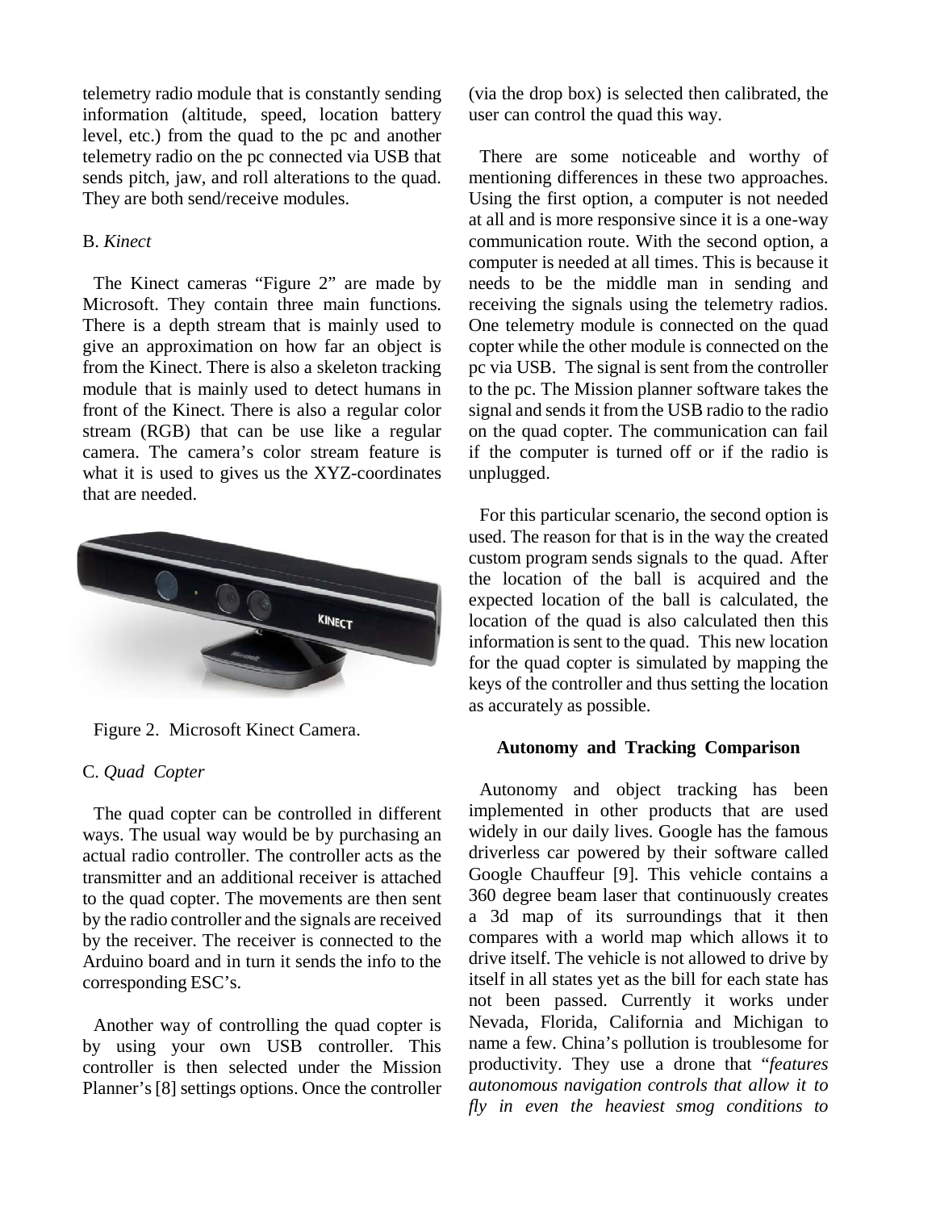telemetry radio module that is constantly sending information (altitude, speed, location battery level, etc.) from the quad to the pc and another telemetry radio on the pc connected via USB that sends pitch, jaw, and roll alterations to the quad. They are both send/receive modules.

### B. *Kinect*

The Kinect cameras "Figure 2" are made by Microsoft. They contain three main functions. There is a depth stream that is mainly used to give an approximation on how far an object is from the Kinect. There is also a skeleton tracking module that is mainly used to detect humans in front of the Kinect. There is also a regular color stream (RGB) that can be use like a regular camera. The camera's color stream feature is what it is used to gives us the XYZ-coordinates that are needed.

Figure 2. Microsoft Kinect Camera.

### C. *Quad Copter*

The quad copter can be controlled in different ways. The usual way would be by purchasing an actual radio controller. The controller acts as the transmitter and an additional receiver is attached to the quad copter. The movements are then sent by the radio controller and the signals are received by the receiver. The receiver is connected to the Arduino board and in turn it sends the info to the corresponding ESC's.

Another way of controlling the quad copter is by using your own USB controller. This controller is then selected under the Mission Planner's [8] settings options. Once the controller (via the drop box) is selected then calibrated, the user can control the quad this way.

There are some noticeable and worthy of mentioning differences in these two approaches. Using the first option, a computer is not needed at all and is more responsive since it is a one-way communication route. With the second option, a computer is needed at all times. This is because it needs to be the middle man in sending and receiving the signals using the telemetry radios. One telemetry module is connected on the quad copter while the other module is connected on the pc via USB. The signal is sent from the controller to the pc. The Mission planner software takes the signal and sends it from the USB radio to the radio on the quad copter. The communication can fail if the computer is turned off or if the radio is unplugged.

For this particular scenario, the second option is used. The reason for that is in the way the created custom program sends signals to the quad. After the location of the ball is acquired and the expected location of the ball is calculated, the location of the quad is also calculated then this information is sent to the quad. This new location for the quad copter is simulated by mapping the keys of the controller and thus setting the location as accurately as possible.

## Autonomy and Tracking Comparison

Autonomy and object tracking has been implemented in other products that are used widely in our daily lives. Google has the famous driverless car powered by their software called Google Chauffeur [9]. This vehicle contains a 360 degree beam laser that continuously creates a 3d map of its surroundings that it then compares with a world map which allows it to drive itself. The vehicle is not allowed to drive by itself in all states yet as the bill for each state has not been passed. Currently it works under Nevada, Florida, California and Michigan to name a few. China's pollution is troublesome for productivity. They use a drone that "*features autonomous navigation controls that allow it to fly in even the heaviest smog conditions to*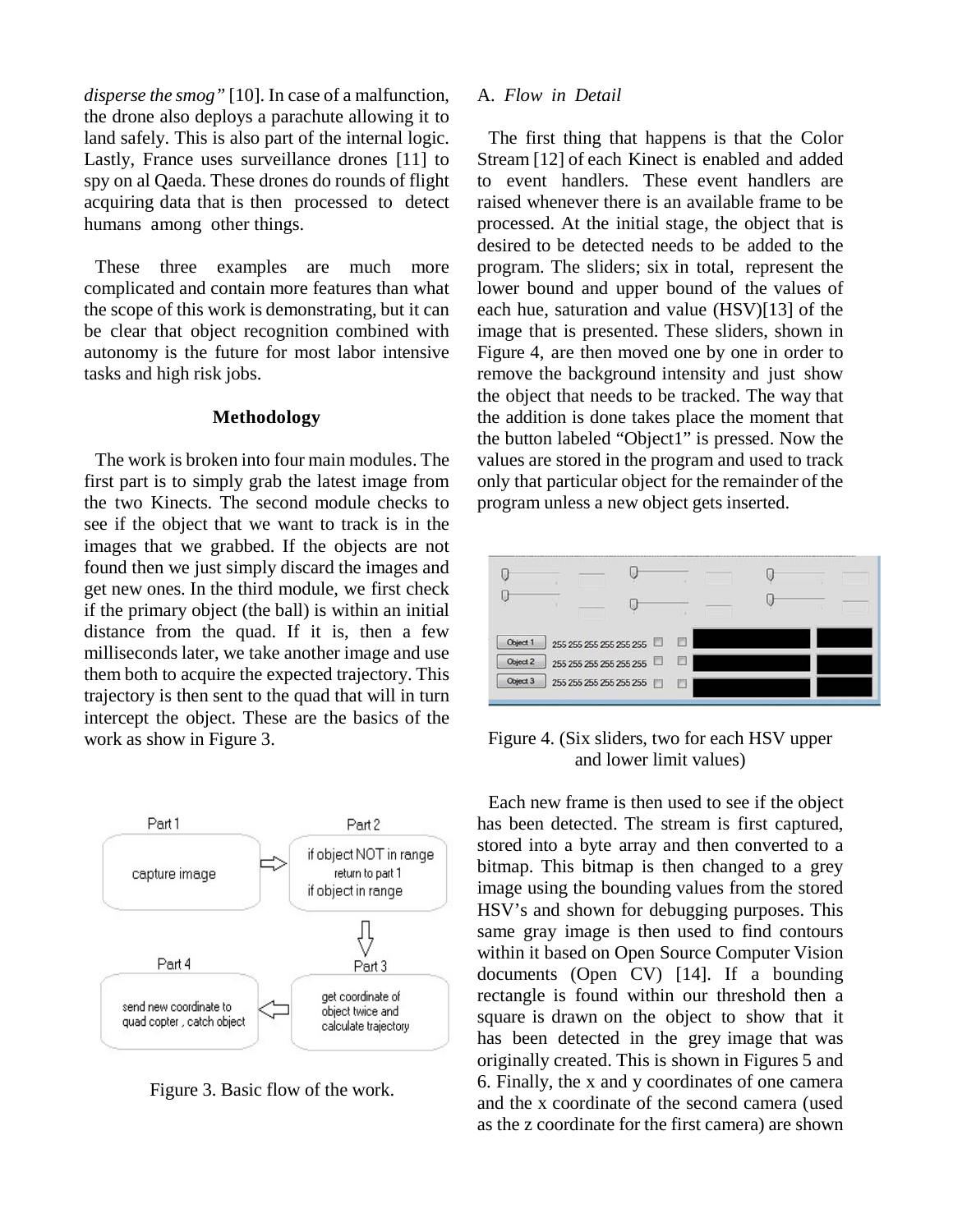*disperse the smog"* [10]. In case of a malfunction, the drone also deploys a parachute allowing it to land safely. This is also part of the internal logic. Lastly, France uses surveillance drones [11] to spy on al Qaeda. These drones do rounds of flight acquiring data that is then processed to detect humans among other things.

These three examples are much more complicated and contain more features than what the scope of this work is demonstrating, but it can be clear that object recognition combined with autonomy is the future for most labor intensive tasks and high risk jobs.

## Methodology

The work is broken into four main modules. The first part is to simply grab the latest image from the two Kinects. The second module checks to see if the object that we want to track is in the images that we grabbed. If the objects are not found then we just simply discard the images and get new ones. In the third module, we first check if the primary object (the ball) is within an initial distance from the quad. If it is, then a few milliseconds later, we take another image and use them both to acquire the expected trajectory. This trajectory is then sent to the quad that will in turn intercept the object. These are the basics of the work as show in Figure 3.

Part 1: capture image → Part 2: if object NOT in range return to part 1; if object in range → Part 3: get coordinate of object twice and calculate trajectory → Part 4: send new coordinate to quad copter, catch object

Figure 3. Basic flow of the work.

### A. *Flow in Detail*

The first thing that happens is that the Color Stream [12] of each Kinect is enabled and added to event handlers. These event handlers are raised whenever there is an available frame to be processed. At the initial stage, the object that is desired to be detected needs to be added to the program. The sliders; six in total, represent the lower bound and upper bound of the values of each hue, saturation and value (HSV)[13] of the image that is presented. These sliders, shown in Figure 4, are then moved one by one in order to remove the background intensity and just show the object that needs to be tracked. The way that the addition is done takes place the moment that the button labeled "Object1" is pressed. Now the values are stored in the program and used to track only that particular object for the remainder of the program unless a new object gets inserted.

Object 1 255 255 255 255 255 255
Object 2 255 255 255 255 255 255
Object 3 255 255 255 255 255 255

Figure 4. (Six sliders, two for each HSV upper and lower limit values)

Each new frame is then used to see if the object has been detected. The stream is first captured, stored into a byte array and then converted to a bitmap. This bitmap is then changed to a grey image using the bounding values from the stored HSV's and shown for debugging purposes. This same gray image is then used to find contours within it based on Open Source Computer Vision documents (Open CV) [14]. If a bounding rectangle is found within our threshold then a square is drawn on the object to show that it has been detected in the grey image that was originally created. This is shown in Figures 5 and 6. Finally, the x and y coordinates of one camera and the x coordinate of the second camera (used as the z coordinate for the first camera) are shown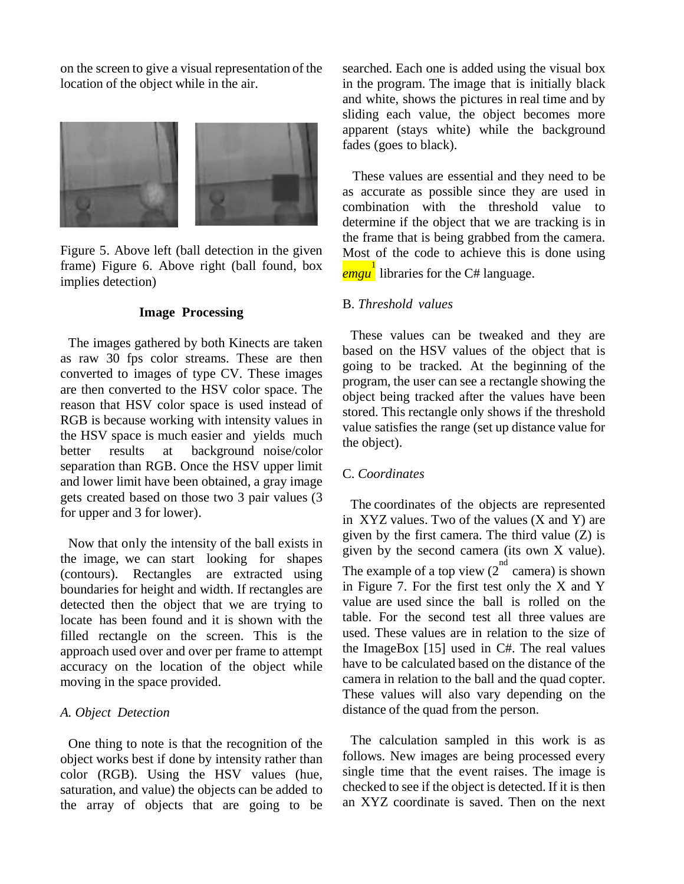on the screen to give a visual representation of the location of the object while in the air.

Figure 5. Above left (ball detection in the given frame) Figure 6. Above right (ball found, box implies detection)

## Image Processing

The images gathered by both Kinects are taken as raw 30 fps color streams. These are then converted to images of type CV. These images are then converted to the HSV color space. The reason that HSV color space is used instead of RGB is because working with intensity values in the HSV space is much easier and yields much better results at background noise/color separation than RGB. Once the HSV upper limit and lower limit have been obtained, a gray image gets created based on those two 3 pair values (3 for upper and 3 for lower).

Now that only the intensity of the ball exists in the image, we can start looking for shapes (contours). Rectangles are extracted using boundaries for height and width. If rectangles are detected then the object that we are trying to locate has been found and it is shown with the filled rectangle on the screen. This is the approach used over and over per frame to attempt accuracy on the location of the object while moving in the space provided.

### *A. Object Detection*

One thing to note is that the recognition of the object works best if done by intensity rather than color (RGB). Using the HSV values (hue, saturation, and value) the objects can be added to the array of objects that are going to be searched. Each one is added using the visual box in the program. The image that is initially black and white, shows the pictures in real time and by sliding each value, the object becomes more apparent (stays white) while the background fades (goes to black).

These values are essential and they need to be as accurate as possible since they are used in combination with the threshold value to determine if the object that we are tracking is in the frame that is being grabbed from the camera. Most of the code to achieve this is done using *emgu*[1] libraries for the C# language.

### B. *Threshold values*

These values can be tweaked and they are based on the HSV values of the object that is going to be tracked. At the beginning of the program, the user can see a rectangle showing the object being tracked after the values have been stored. This rectangle only shows if the threshold value satisfies the range (set up distance value for the object).

### C. *Coordinates*

The coordinates of the objects are represented in XYZ values. Two of the values (X and Y) are given by the first camera. The third value (Z) is given by the second camera (its own X value). The example of a top view (2nd camera) is shown in Figure 7. For the first test only the X and Y value are used since the ball is rolled on the table. For the second test all three values are used. These values are in relation to the size of the ImageBox [15] used in C#. The real values have to be calculated based on the distance of the camera in relation to the ball and the quad copter. These values will also vary depending on the distance of the quad from the person.

The calculation sampled in this work is as follows. New images are being processed every single time that the event raises. The image is checked to see if the object is detected. If it is then an XYZ coordinate is saved. Then on the next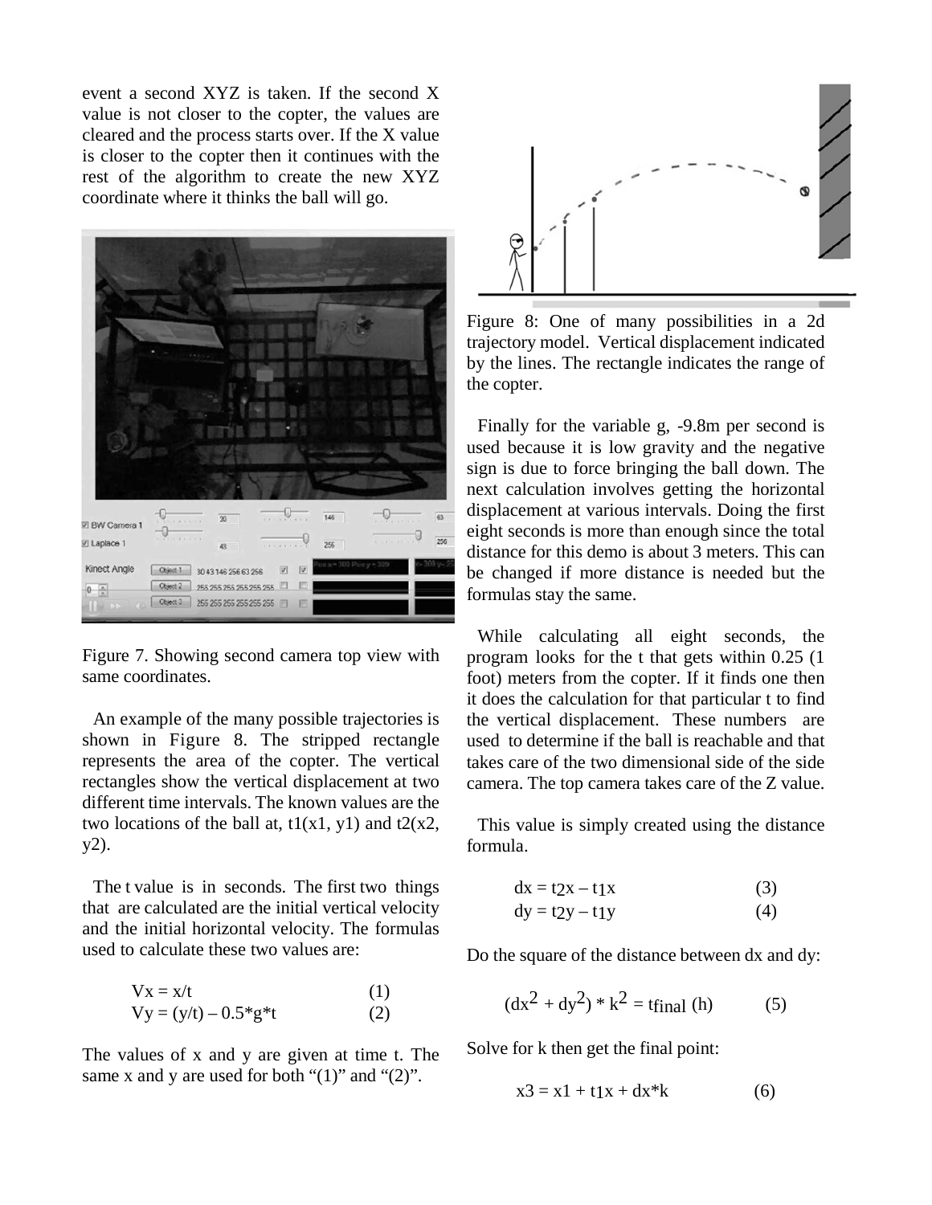event a second XYZ is taken. If the second X value is not closer to the copter, the values are cleared and the process starts over. If the X value is closer to the copter then it continues with the rest of the algorithm to create the new XYZ coordinate where it thinks the ball will go.

Figure 7. Showing second camera top view with same coordinates.

An example of the many possible trajectories is shown in Figure 8. The stripped rectangle represents the area of the copter. The vertical rectangles show the vertical displacement at two different time intervals. The known values are the two locations of the ball at, t1(x1, y1) and t2(x2, y2).

The t value is in seconds. The first two things that are calculated are the initial vertical velocity and the initial horizontal velocity. The formulas used to calculate these two values are:

$$Vx = x/t \quad (1)$$

$$Vy = (y/t) - 0.5*g*t \quad (2)$$

The values of x and y are given at time t. The same x and y are used for both "(1)" and "(2)".

Figure 8: One of many possibilities in a 2d trajectory model. Vertical displacement indicated by the lines. The rectangle indicates the range of the copter.

Finally for the variable g, -9.8m per second is used because it is low gravity and the negative sign is due to force bringing the ball down. The next calculation involves getting the horizontal displacement at various intervals. Doing the first eight seconds is more than enough since the total distance for this demo is about 3 meters. This can be changed if more distance is needed but the formulas stay the same.

While calculating all eight seconds, the program looks for the t that gets within 0.25 (1 foot) meters from the copter. If it finds one then it does the calculation for that particular t to find the vertical displacement. These numbers are used to determine if the ball is reachable and that takes care of the two dimensional side of the side camera. The top camera takes care of the Z value.

This value is simply created using the distance formula.

$$dx = t_2x - t_1x \quad (3)$$

$$dy = t_2y - t_1y \quad (4)$$

Do the square of the distance between dx and dy:

$$(dx^2 + dy^2) * k^2 = t_{final}\ (h) \quad (5)$$

Solve for k then get the final point:

$$x3 = x1 + t_1x + dx*k \quad (6)$$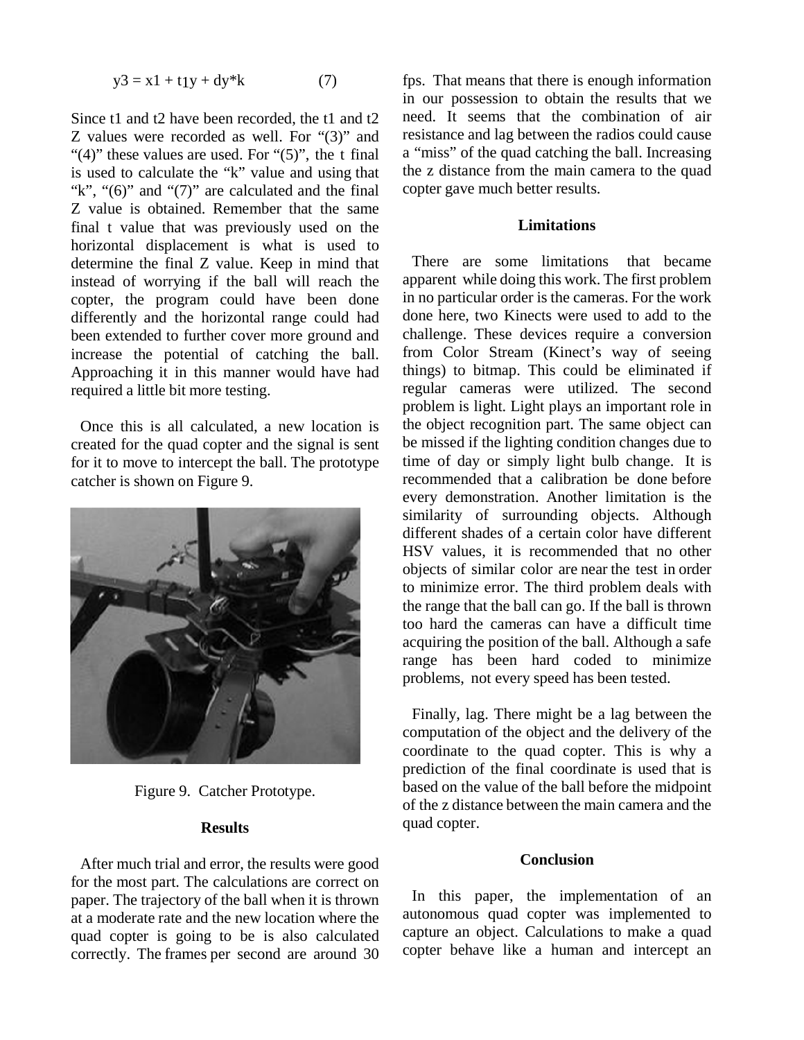$$y3 = x1 + t1y + dy*k \quad (7)$$

Since t1 and t2 have been recorded, the t1 and t2 Z values were recorded as well. For "(3)" and "(4)" these values are used. For "(5)", the t final is used to calculate the "k" value and using that "k", "(6)" and "(7)" are calculated and the final Z value is obtained. Remember that the same final t value that was previously used on the horizontal displacement is what is used to determine the final Z value. Keep in mind that instead of worrying if the ball will reach the copter, the program could have been done differently and the horizontal range could had been extended to further cover more ground and increase the potential of catching the ball. Approaching it in this manner would have had required a little bit more testing.

Once this is all calculated, a new location is created for the quad copter and the signal is sent for it to move to intercept the ball. The prototype catcher is shown on Figure 9.

Figure 9. Catcher Prototype.

## Results

After much trial and error, the results were good for the most part. The calculations are correct on paper. The trajectory of the ball when it is thrown at a moderate rate and the new location where the quad copter is going to be is also calculated correctly. The frames per second are around 30 fps. That means that there is enough information in our possession to obtain the results that we need. It seems that the combination of air resistance and lag between the radios could cause a "miss" of the quad catching the ball. Increasing the z distance from the main camera to the quad copter gave much better results.

## Limitations

There are some limitations that became apparent while doing this work. The first problem in no particular order is the cameras. For the work done here, two Kinects were used to add to the challenge. These devices require a conversion from Color Stream (Kinect's way of seeing things) to bitmap. This could be eliminated if regular cameras were utilized. The second problem is light. Light plays an important role in the object recognition part. The same object can be missed if the lighting condition changes due to time of day or simply light bulb change. It is recommended that a calibration be done before every demonstration. Another limitation is the similarity of surrounding objects. Although different shades of a certain color have different HSV values, it is recommended that no other objects of similar color are near the test in order to minimize error. The third problem deals with the range that the ball can go. If the ball is thrown too hard the cameras can have a difficult time acquiring the position of the ball. Although a safe range has been hard coded to minimize problems, not every speed has been tested.

Finally, lag. There might be a lag between the computation of the object and the delivery of the coordinate to the quad copter. This is why a prediction of the final coordinate is used that is based on the value of the ball before the midpoint of the z distance between the main camera and the quad copter.

## Conclusion

In this paper, the implementation of an autonomous quad copter was implemented to capture an object. Calculations to make a quad copter behave like a human and intercept an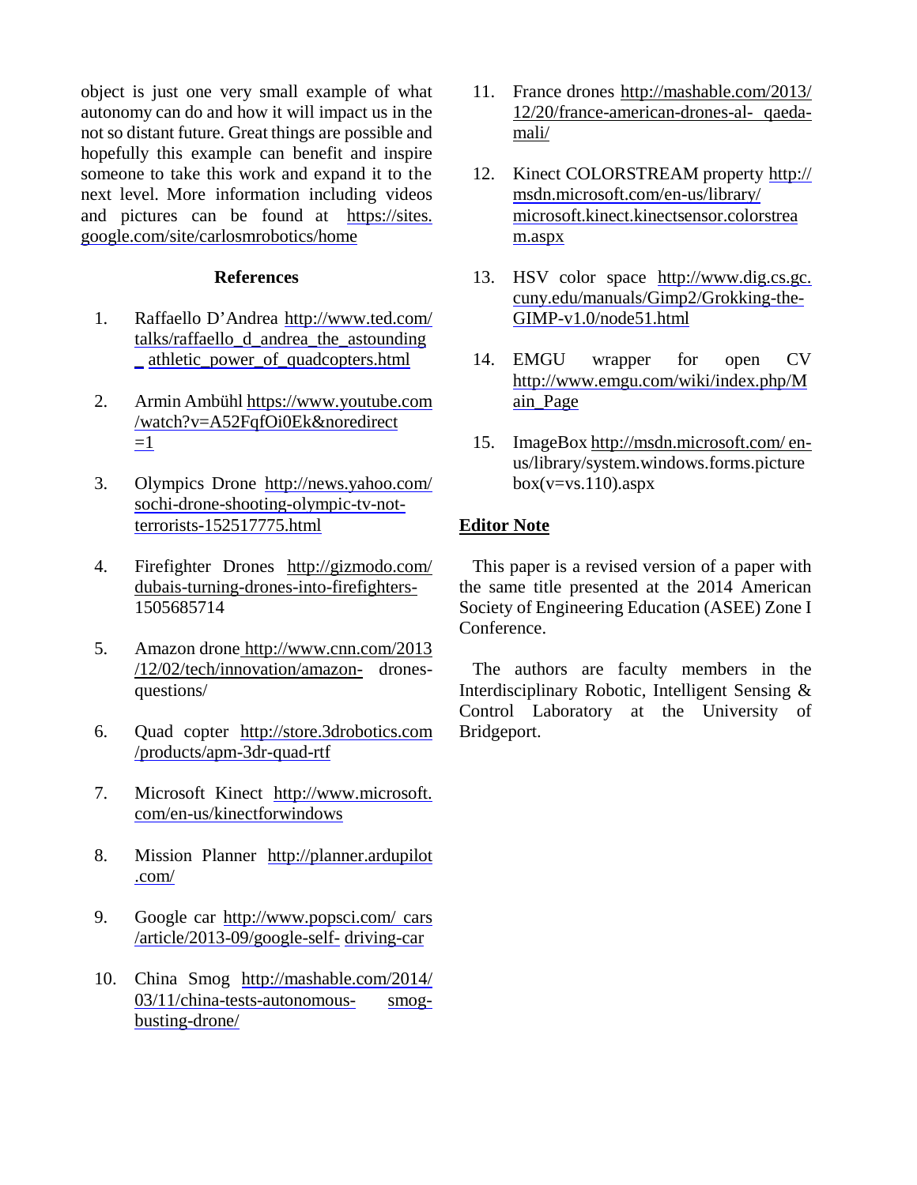object is just one very small example of what autonomy can do and how it will impact us in the not so distant future. Great things are possible and hopefully this example can benefit and inspire someone to take this work and expand it to the next level. More information including videos and pictures can be found at https://sites.google.com/site/carlosmrobotics/home

## References

1. Raffaello D'Andrea http://www.ted.com/talks/raffaello_d_andrea_the_astounding_athletic_power_of_quadcopters.html
2. Armin Ambühl https://www.youtube.com/watch?v=A52FqfOi0Ek&noredirect=1
3. Olympics Drone http://news.yahoo.com/sochi-drone-shooting-olympic-tv-not-terrorists-152517775.html
4. Firefighter Drones http://gizmodo.com/dubais-turning-drones-into-firefighters-1505685714
5. Amazon drone http://www.cnn.com/2013/12/02/tech/innovation/amazon-drones-questions/
6. Quad copter http://store.3drobotics.com/products/apm-3dr-quad-rtf
7. Microsoft Kinect http://www.microsoft.com/en-us/kinectforwindows
8. Mission Planner http://planner.ardupilot.com/
9. Google car http://www.popsci.com/cars/article/2013-09/google-self-driving-car
10. China Smog http://mashable.com/2014/03/11/china-tests-autonomous-smog-busting-drone/
11. France drones http://mashable.com/2013/12/20/france-american-drones-al-qaeda-mali/
12. Kinect COLORSTREAM property http://msdn.microsoft.com/en-us/library/microsoft.kinect.kinectsensor.colorstream.aspx
13. HSV color space http://www.dig.cs.gc.cuny.edu/manuals/Gimp2/Grokking-the-GIMP-v1.0/node51.html
14. EMGU wrapper for open CV http://www.emgu.com/wiki/index.php/Main_Page
15. ImageBox http://msdn.microsoft.com/en-us/library/system.windows.forms.picturebox(v=vs.110).aspx

## Editor Note

This paper is a revised version of a paper with the same title presented at the 2014 American Society of Engineering Education (ASEE) Zone I Conference.

The authors are faculty members in the Interdisciplinary Robotic, Intelligent Sensing & Control Laboratory at the University of Bridgeport.